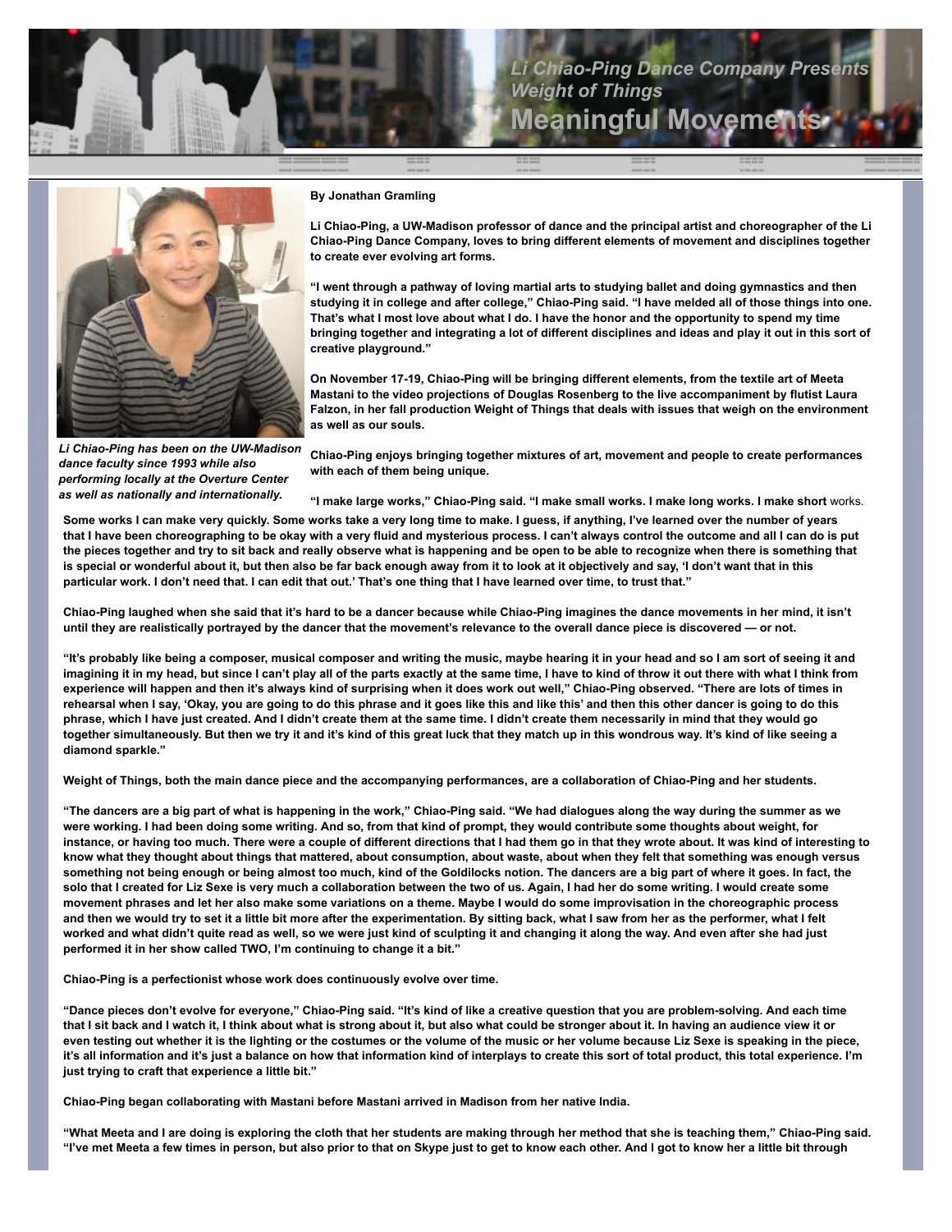# Li Chiao-Ping Dance Company Presents Weight of Things

## Meaningful Movements

**By Jonathan Gramling**

**Li Chiao-Ping, a UW-Madison professor of dance and the principal artist and choreographer of the Li Chiao-Ping Dance Company, loves to bring different elements of movement and disciplines together to create ever evolving art forms.**

**"I went through a pathway of loving martial arts to studying ballet and doing gymnastics and then studying it in college and after college," Chiao-Ping said. "I have melded all of those things into one. That's what I most love about what I do. I have the honor and the opportunity to spend my time bringing together and integrating a lot of different disciplines and ideas and play it out in this sort of creative playground."**

**On November 17-19, Chiao-Ping will be bringing different elements, from the textile art of Meeta Mastani to the video projections of Douglas Rosenberg to the live accompaniment by flutist Laura Falzon, in her fall production Weight of Things that deals with issues that weigh on the environment as well as our souls.**

***Li Chiao-Ping has been on the UW-Madison dance faculty since 1993 while also performing locally at the Overture Center as well as nationally and internationally.***

**Chiao-Ping enjoys bringing together mixtures of art, movement and people to create performances with each of them being unique.**

**"I make large works," Chiao-Ping said. "I make small works. I make long works. I make short** works. **Some works I can make very quickly. Some works take a very long time to make. I guess, if anything, I've learned over the number of years that I have been choreographing to be okay with a very fluid and mysterious process. I can't always control the outcome and all I can do is put the pieces together and try to sit back and really observe what is happening and be open to be able to recognize when there is something that is special or wonderful about it, but then also be far back enough away from it to look at it objectively and say, 'I don't want that in this particular work. I don't need that. I can edit that out.' That's one thing that I have learned over time, to trust that."**

**Chiao-Ping laughed when she said that it's hard to be a dancer because while Chiao-Ping imagines the dance movements in her mind, it isn't until they are realistically portrayed by the dancer that the movement's relevance to the overall dance piece is discovered — or not.**

**"It's probably like being a composer, musical composer and writing the music, maybe hearing it in your head and so I am sort of seeing it and imagining it in my head, but since I can't play all of the parts exactly at the same time, I have to kind of throw it out there with what I think from experience will happen and then it's always kind of surprising when it does work out well," Chiao-Ping observed. "There are lots of times in rehearsal when I say, 'Okay, you are going to do this phrase and it goes like this and like this' and then this other dancer is going to do this phrase, which I have just created. And I didn't create them at the same time. I didn't create them necessarily in mind that they would go together simultaneously. But then we try it and it's kind of this great luck that they match up in this wondrous way. It's kind of like seeing a diamond sparkle."**

**Weight of Things, both the main dance piece and the accompanying performances, are a collaboration of Chiao-Ping and her students.**

**"The dancers are a big part of what is happening in the work," Chiao-Ping said. "We had dialogues along the way during the summer as we were working. I had been doing some writing. And so, from that kind of prompt, they would contribute some thoughts about weight, for instance, or having too much. There were a couple of different directions that I had them go in that they wrote about. It was kind of interesting to know what they thought about things that mattered, about consumption, about waste, about when they felt that something was enough versus something not being enough or being almost too much, kind of the Goldilocks notion. The dancers are a big part of where it goes. In fact, the solo that I created for Liz Sexe is very much a collaboration between the two of us. Again, I had her do some writing. I would create some movement phrases and let her also make some variations on a theme. Maybe I would do some improvisation in the choreographic process and then we would try to set it a little bit more after the experimentation. By sitting back, what I saw from her as the performer, what I felt worked and what didn't quite read as well, so we were just kind of sculpting it and changing it along the way. And even after she had just performed it in her show called TWO, I'm continuing to change it a bit."**

**Chiao-Ping is a perfectionist whose work does continuously evolve over time.**

**"Dance pieces don't evolve for everyone," Chiao-Ping said. "It's kind of like a creative question that you are problem-solving. And each time that I sit back and I watch it, I think about what is strong about it, but also what could be stronger about it. In having an audience view it or even testing out whether it is the lighting or the costumes or the volume of the music or her volume because Liz Sexe is speaking in the piece, it's all information and it's just a balance on how that information kind of interplays to create this sort of total product, this total experience. I'm just trying to craft that experience a little bit."**

**Chiao-Ping began collaborating with Mastani before Mastani arrived in Madison from her native India.**

**"What Meeta and I are doing is exploring the cloth that her students are making through her method that she is teaching them," Chiao-Ping said. "I've met Meeta a few times in person, but also prior to that on Skype just to get to know each other. And I got to know her a little bit through**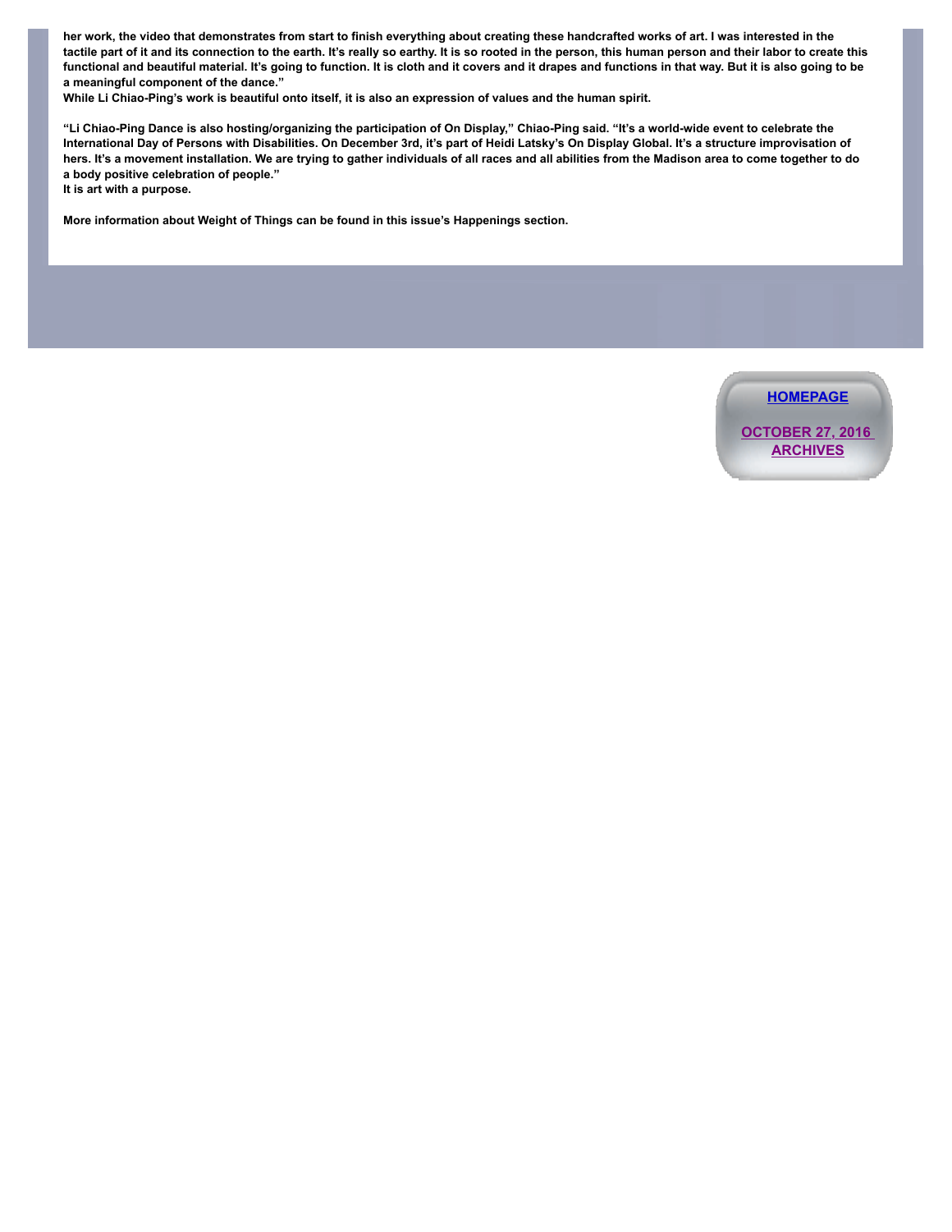**her work, the video that demonstrates from start to finish everything about creating these handcrafted works of art. I was interested in the tactile part of it and its connection to the earth. It's really so earthy. It is so rooted in the person, this human person and their labor to create this functional and beautiful material. It's going to function. It is cloth and it covers and it drapes and functions in that way. But it is also going to be a meaningful component of the dance."**

**While Li Chiao-Ping's work is beautiful onto itself, it is also an expression of values and the human spirit.**

**"Li Chiao-Ping Dance is also hosting/organizing the participation of On Display," Chiao-Ping said. "It's a world-wide event to celebrate the International Day of Persons with Disabilities. On December 3rd, it's part of Heidi Latsky's On Display Global. It's a structure improvisation of hers. It's a movement installation. We are trying to gather individuals of all races and all abilities from the Madison area to come together to do a body positive celebration of people."**

**It is art with a purpose.**

**More information about Weight of Things can be found in this issue's Happenings section.**

**HOMEPAGE**

**OCTOBER 27, 2016 ARCHIVES**